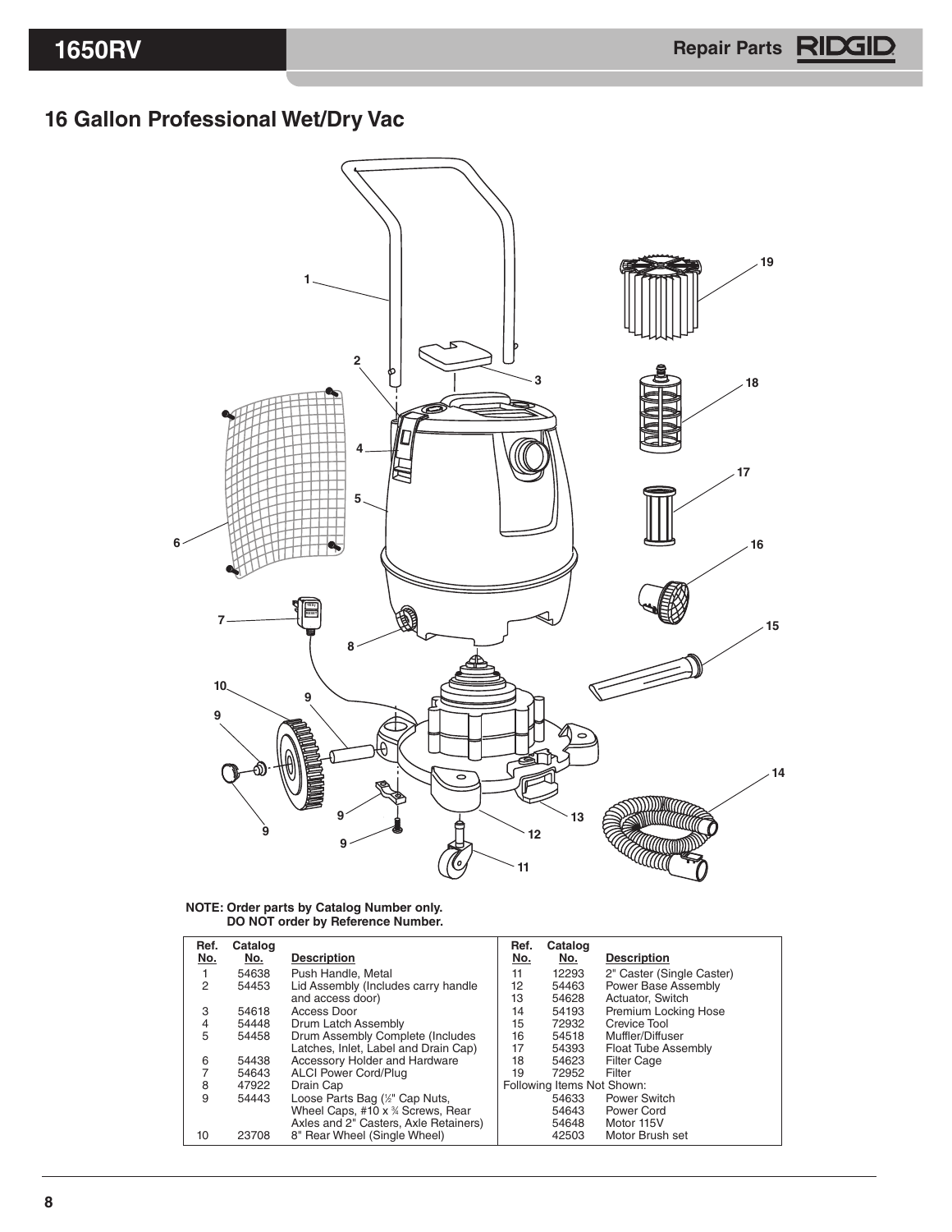# 16 Gallon Professional Wet/Dry Vac

**NOTE: Order parts by Catalog Number only.**
**DO NOT order by Reference Number.**

| Ref. No. | Catalog No. | Description | Ref. No. | Catalog No. | Description |
|---|---|---|---|---|---|
| 1 | 54638 | Push Handle, Metal | 11 | 12293 | 2" Caster (Single Caster) |
| 2 | 54453 | Lid Assembly (Includes carry handle and access door) | 12 | 54463 | Power Base Assembly |
| 3 | 54618 | Access Door | 13 | 54628 | Actuator, Switch |
| 4 | 54448 | Drum Latch Assembly | 14 | 54193 | Premium Locking Hose |
| 5 | 54458 | Drum Assembly Complete (Includes Latches, Inlet, Label and Drain Cap) | 15 | 72932 | Crevice Tool |
| 6 | 54438 | Accessory Holder and Hardware | 16 | 54518 | Muffler/Diffuser |
| 7 | 54643 | ALCI Power Cord/Plug | 17 | 54393 | Float Tube Assembly |
| 8 | 47922 | Drain Cap | 18 | 54623 | Filter Cage |
| 9 | 54443 | Loose Parts Bag (½" Cap Nuts, Wheel Caps, #10 x ¾ Screws, Rear Axles and 2" Casters, Axle Retainers) | 19 | 72952 | Filter |
| | | | Following Items Not Shown: | | |
| | | | | 54633 | Power Switch |
| | | | | 54643 | Power Cord |
| | | | | 54648 | Motor 115V |
| 10 | 23708 | 8" Rear Wheel (Single Wheel) | | 42503 | Motor Brush set |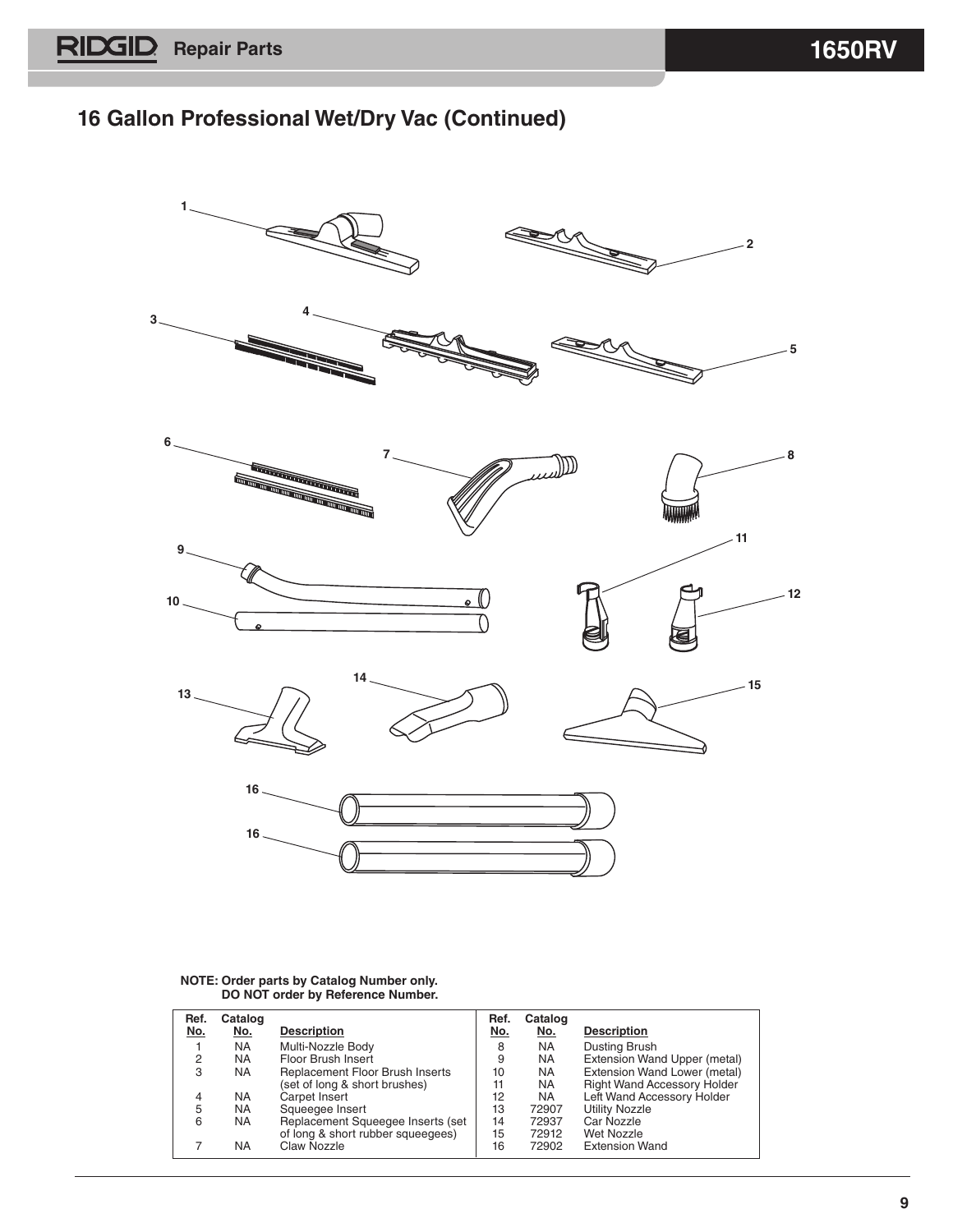## 16 Gallon Professional Wet/Dry Vac (Continued)

1
2
3
4
5
6
7
8
9
10
11
12
13
14
15
16
16

**NOTE: Order parts by Catalog Number only.**
**DO NOT order by Reference Number.**

| Ref. No. | Catalog No. | Description | Ref. No. | Catalog No. | Description |
|---|---|---|---|---|---|
| 1 | NA | Multi-Nozzle Body | 8 | NA | Dusting Brush |
| 2 | NA | Floor Brush Insert | 9 | NA | Extension Wand Upper (metal) |
| 3 | NA | Replacement Floor Brush Inserts (set of long & short brushes) | 10 | NA | Extension Wand Lower (metal) |
| | | | 11 | NA | Right Wand Accessory Holder |
| 4 | NA | Carpet Insert | 12 | NA | Left Wand Accessory Holder |
| 5 | NA | Squeegee Insert | 13 | 72907 | Utility Nozzle |
| 6 | NA | Replacement Squeegee Inserts (set of long & short rubber squeegees) | 14 | 72937 | Car Nozzle |
| | | | 15 | 72912 | Wet Nozzle |
| 7 | NA | Claw Nozzle | 16 | 72902 | Extension Wand |